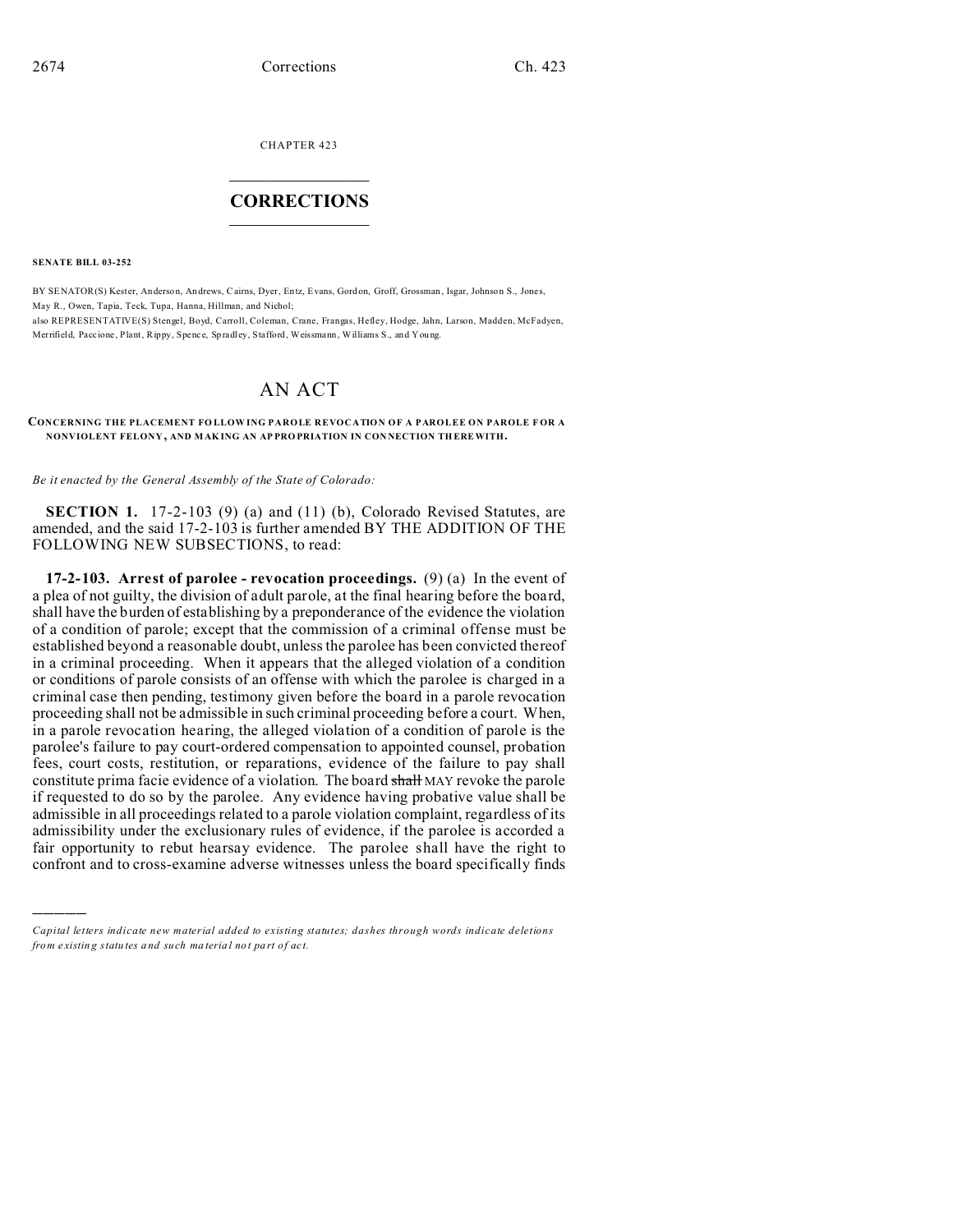CHAPTER 423

# CORRECTIONS

**SENATE BILL 03-252**

BY SENATOR(S) Kester, Anderson, Andrews, Cairns, Dyer, Entz, Evans, Gordon, Groff, Grossman, Isgar, Johnson S., Jones, May R., Owen, Tapia, Teck, Tupa, Hanna, Hillman, and Nichol;
also REPRESENTATIVE(S) Stengel, Boyd, Carroll, Coleman, Crane, Frangas, Hefley, Hodge, Jahn, Larson, Madden, McFadyen, Merrifield, Paccione, Plant, Rippy, Spence, Spradley, Stafford, Weissmann, Williams S., and Young.

# AN ACT

**CONCERNING THE PLACEMENT FOLLOWING PAROLE REVOCATION OF A PAROLEE ON PAROLE FOR A NONVIOLENT FELONY, AND MAKING AN APPROPRIATION IN CONNECTION THEREWITH.**

*Be it enacted by the General Assembly of the State of Colorado:*

**SECTION 1.** 17-2-103 (9) (a) and (11) (b), Colorado Revised Statutes, are amended, and the said 17-2-103 is further amended BY THE ADDITION OF THE FOLLOWING NEW SUBSECTIONS, to read:

**17-2-103. Arrest of parolee - revocation proceedings.** (9) (a) In the event of a plea of not guilty, the division of adult parole, at the final hearing before the board, shall have the burden of establishing by a preponderance of the evidence the violation of a condition of parole; except that the commission of a criminal offense must be established beyond a reasonable doubt, unless the parolee has been convicted thereof in a criminal proceeding. When it appears that the alleged violation of a condition or conditions of parole consists of an offense with which the parolee is charged in a criminal case then pending, testimony given before the board in a parole revocation proceeding shall not be admissible in such criminal proceeding before a court. When, in a parole revocation hearing, the alleged violation of a condition of parole is the parolee's failure to pay court-ordered compensation to appointed counsel, probation fees, court costs, restitution, or reparations, evidence of the failure to pay shall constitute prima facie evidence of a violation. The board ~~shall~~ MAY revoke the parole if requested to do so by the parolee. Any evidence having probative value shall be admissible in all proceedings related to a parole violation complaint, regardless of its admissibility under the exclusionary rules of evidence, if the parolee is accorded a fair opportunity to rebut hearsay evidence. The parolee shall have the right to confront and to cross-examine adverse witnesses unless the board specifically finds

---

*Capital letters indicate new material added to existing statutes; dashes through words indicate deletions from existing statutes and such material not part of act.*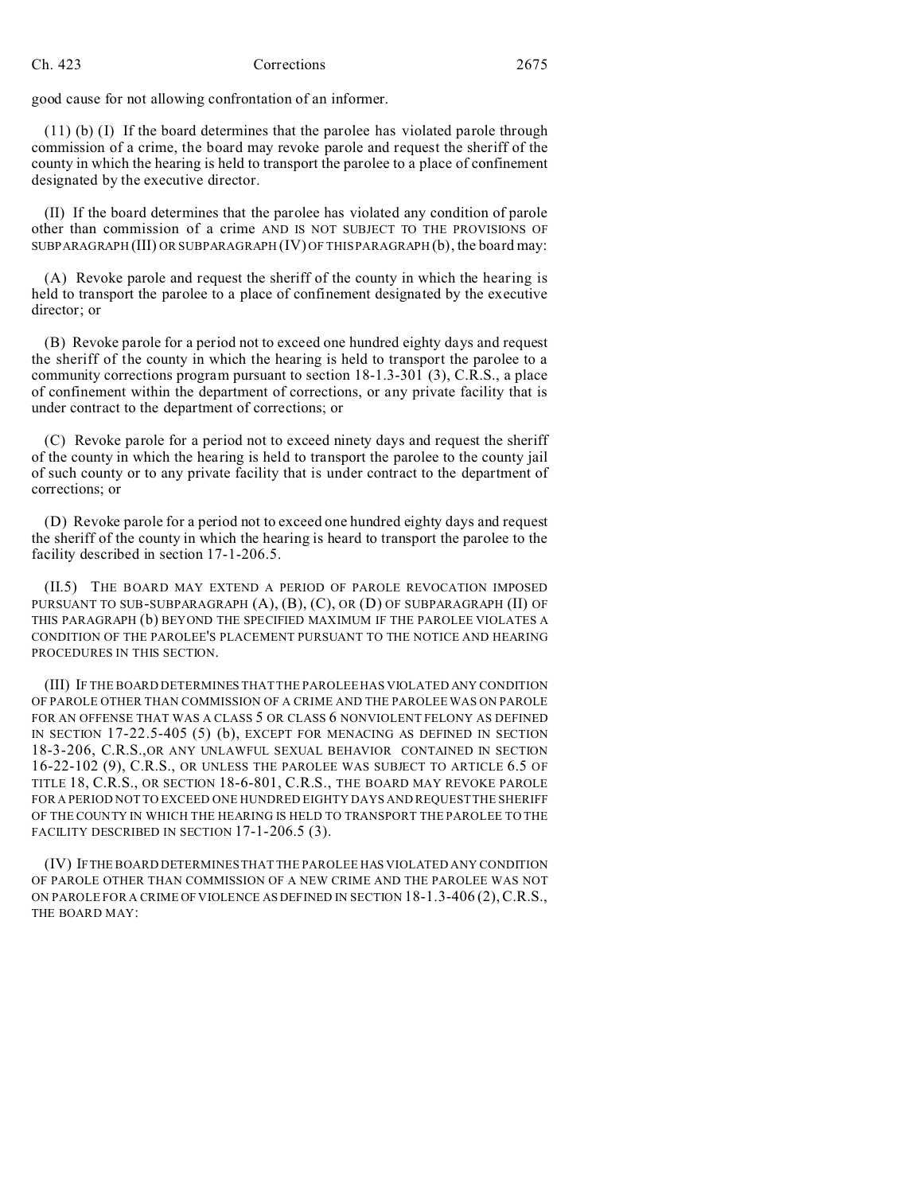good cause for not allowing confrontation of an informer.

(11) (b) (I) If the board determines that the parolee has violated parole through commission of a crime, the board may revoke parole and request the sheriff of the county in which the hearing is held to transport the parolee to a place of confinement designated by the executive director.

(II) If the board determines that the parolee has violated any condition of parole other than commission of a crime AND IS NOT SUBJECT TO THE PROVISIONS OF SUBPARAGRAPH (III) OR SUBPARAGRAPH (IV) OF THIS PARAGRAPH (b), the board may:

(A) Revoke parole and request the sheriff of the county in which the hearing is held to transport the parolee to a place of confinement designated by the executive director; or

(B) Revoke parole for a period not to exceed one hundred eighty days and request the sheriff of the county in which the hearing is held to transport the parolee to a community corrections program pursuant to section 18-1.3-301 (3), C.R.S., a place of confinement within the department of corrections, or any private facility that is under contract to the department of corrections; or

(C) Revoke parole for a period not to exceed ninety days and request the sheriff of the county in which the hearing is held to transport the parolee to the county jail of such county or to any private facility that is under contract to the department of corrections; or

(D) Revoke parole for a period not to exceed one hundred eighty days and request the sheriff of the county in which the hearing is heard to transport the parolee to the facility described in section 17-1-206.5.

(II.5) THE BOARD MAY EXTEND A PERIOD OF PAROLE REVOCATION IMPOSED PURSUANT TO SUB-SUBPARAGRAPH (A), (B), (C), OR (D) OF SUBPARAGRAPH (II) OF THIS PARAGRAPH (b) BEYOND THE SPECIFIED MAXIMUM IF THE PAROLEE VIOLATES A CONDITION OF THE PAROLEE'S PLACEMENT PURSUANT TO THE NOTICE AND HEARING PROCEDURES IN THIS SECTION.

(III) IF THE BOARD DETERMINES THAT THE PAROLEE HAS VIOLATED ANY CONDITION OF PAROLE OTHER THAN COMMISSION OF A CRIME AND THE PAROLEE WAS ON PAROLE FOR AN OFFENSE THAT WAS A CLASS 5 OR CLASS 6 NONVIOLENT FELONY AS DEFINED IN SECTION 17-22.5-405 (5) (b), EXCEPT FOR MENACING AS DEFINED IN SECTION 18-3-206, C.R.S., OR ANY UNLAWFUL SEXUAL BEHAVIOR CONTAINED IN SECTION 16-22-102 (9), C.R.S., OR UNLESS THE PAROLEE WAS SUBJECT TO ARTICLE 6.5 OF TITLE 18, C.R.S., OR SECTION 18-6-801, C.R.S., THE BOARD MAY REVOKE PAROLE FOR A PERIOD NOT TO EXCEED ONE HUNDRED EIGHTY DAYS AND REQUEST THE SHERIFF OF THE COUNTY IN WHICH THE HEARING IS HELD TO TRANSPORT THE PAROLEE TO THE FACILITY DESCRIBED IN SECTION 17-1-206.5 (3).

(IV) IF THE BOARD DETERMINES THAT THE PAROLEE HAS VIOLATED ANY CONDITION OF PAROLE OTHER THAN COMMISSION OF A NEW CRIME AND THE PAROLEE WAS NOT ON PAROLE FOR A CRIME OF VIOLENCE AS DEFINED IN SECTION 18-1.3-406 (2), C.R.S., THE BOARD MAY: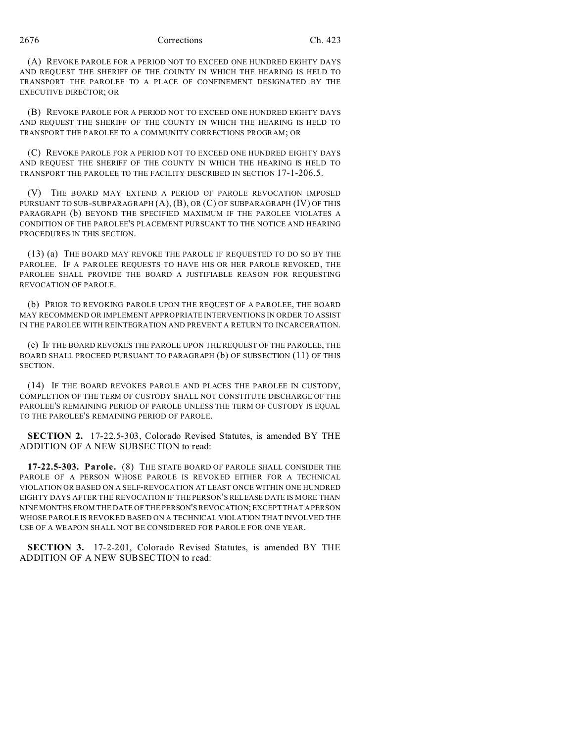(A) REVOKE PAROLE FOR A PERIOD NOT TO EXCEED ONE HUNDRED EIGHTY DAYS AND REQUEST THE SHERIFF OF THE COUNTY IN WHICH THE HEARING IS HELD TO TRANSPORT THE PAROLEE TO A PLACE OF CONFINEMENT DESIGNATED BY THE EXECUTIVE DIRECTOR; OR

(B) REVOKE PAROLE FOR A PERIOD NOT TO EXCEED ONE HUNDRED EIGHTY DAYS AND REQUEST THE SHERIFF OF THE COUNTY IN WHICH THE HEARING IS HELD TO TRANSPORT THE PAROLEE TO A COMMUNITY CORRECTIONS PROGRAM; OR

(C) REVOKE PAROLE FOR A PERIOD NOT TO EXCEED ONE HUNDRED EIGHTY DAYS AND REQUEST THE SHERIFF OF THE COUNTY IN WHICH THE HEARING IS HELD TO TRANSPORT THE PAROLEE TO THE FACILITY DESCRIBED IN SECTION 17-1-206.5.

(V) THE BOARD MAY EXTEND A PERIOD OF PAROLE REVOCATION IMPOSED PURSUANT TO SUB-SUBPARAGRAPH (A), (B), OR (C) OF SUBPARAGRAPH (IV) OF THIS PARAGRAPH (b) BEYOND THE SPECIFIED MAXIMUM IF THE PAROLEE VIOLATES A CONDITION OF THE PAROLEE'S PLACEMENT PURSUANT TO THE NOTICE AND HEARING PROCEDURES IN THIS SECTION.

(13) (a) THE BOARD MAY REVOKE THE PAROLE IF REQUESTED TO DO SO BY THE PAROLEE. IF A PAROLEE REQUESTS TO HAVE HIS OR HER PAROLE REVOKED, THE PAROLEE SHALL PROVIDE THE BOARD A JUSTIFIABLE REASON FOR REQUESTING REVOCATION OF PAROLE.

(b) PRIOR TO REVOKING PAROLE UPON THE REQUEST OF A PAROLEE, THE BOARD MAY RECOMMEND OR IMPLEMENT APPROPRIATE INTERVENTIONS IN ORDER TO ASSIST IN THE PAROLEE WITH REINTEGRATION AND PREVENT A RETURN TO INCARCERATION.

(c) IF THE BOARD REVOKES THE PAROLE UPON THE REQUEST OF THE PAROLEE, THE BOARD SHALL PROCEED PURSUANT TO PARAGRAPH (b) OF SUBSECTION (11) OF THIS SECTION.

(14) IF THE BOARD REVOKES PAROLE AND PLACES THE PAROLEE IN CUSTODY, COMPLETION OF THE TERM OF CUSTODY SHALL NOT CONSTITUTE DISCHARGE OF THE PAROLEE'S REMAINING PERIOD OF PAROLE UNLESS THE TERM OF CUSTODY IS EQUAL TO THE PAROLEE'S REMAINING PERIOD OF PAROLE.

**SECTION 2.** 17-22.5-303, Colorado Revised Statutes, is amended BY THE ADDITION OF A NEW SUBSECTION to read:

**17-22.5-303. Parole.** (8) THE STATE BOARD OF PAROLE SHALL CONSIDER THE PAROLE OF A PERSON WHOSE PAROLE IS REVOKED EITHER FOR A TECHNICAL VIOLATION OR BASED ON A SELF-REVOCATION AT LEAST ONCE WITHIN ONE HUNDRED EIGHTY DAYS AFTER THE REVOCATION IF THE PERSON'S RELEASE DATE IS MORE THAN NINE MONTHS FROM THE DATE OF THE PERSON'S REVOCATION; EXCEPT THAT A PERSON WHOSE PAROLE IS REVOKED BASED ON A TECHNICAL VIOLATION THAT INVOLVED THE USE OF A WEAPON SHALL NOT BE CONSIDERED FOR PAROLE FOR ONE YEAR.

**SECTION 3.** 17-2-201, Colorado Revised Statutes, is amended BY THE ADDITION OF A NEW SUBSECTION to read: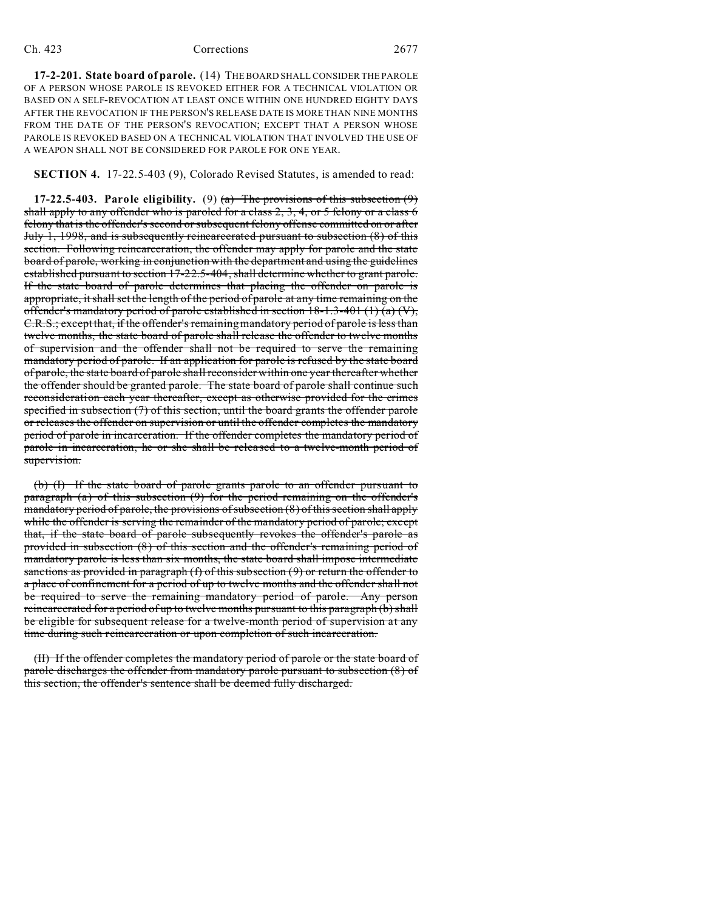**17-2-201. State board of parole.** (14) THE BOARD SHALL CONSIDER THE PAROLE OF A PERSON WHOSE PAROLE IS REVOKED EITHER FOR A TECHNICAL VIOLATION OR BASED ON A SELF-REVOCATION AT LEAST ONCE WITHIN ONE HUNDRED EIGHTY DAYS AFTER THE REVOCATION IF THE PERSON'S RELEASE DATE IS MORE THAN NINE MONTHS FROM THE DATE OF THE PERSON'S REVOCATION; EXCEPT THAT A PERSON WHOSE PAROLE IS REVOKED BASED ON A TECHNICAL VIOLATION THAT INVOLVED THE USE OF A WEAPON SHALL NOT BE CONSIDERED FOR PAROLE FOR ONE YEAR.

**SECTION 4.** 17-22.5-403 (9), Colorado Revised Statutes, is amended to read:

**17-22.5-403. Parole eligibility.** (9) ~~(a) The provisions of this subsection (9) shall apply to any offender who is paroled for a class 2, 3, 4, or 5 felony or a class 6 felony that is the offender's second or subsequent felony offense committed on or after July 1, 1998, and is subsequently reincarcerated pursuant to subsection (8) of this section. Following reincarceration, the offender may apply for parole and the state board of parole, working in conjunction with the department and using the guidelines established pursuant to section 17-22.5-404, shall determine whether to grant parole. If the state board of parole determines that placing the offender on parole is appropriate, it shall set the length of the period of parole at any time remaining on the offender's mandatory period of parole established in section 18-1.3-401 (1) (a) (V), C.R.S.; except that, if the offender's remaining mandatory period of parole is less than twelve months, the state board of parole shall release the offender to twelve months of supervision and the offender shall not be required to serve the remaining mandatory period of parole. If an application for parole is refused by the state board of parole, the state board of parole shall reconsider within one year thereafter whether the offender should be granted parole. The state board of parole shall continue such reconsideration each year thereafter, except as otherwise provided for the crimes specified in subsection (7) of this section, until the board grants the offender parole or releases the offender on supervision or until the offender completes the mandatory period of parole in incarceration. If the offender completes the mandatory period of parole in incarceration, he or she shall be released to a twelve-month period of supervision.~~

~~(b) (I) If the state board of parole grants parole to an offender pursuant to paragraph (a) of this subsection (9) for the period remaining on the offender's mandatory period of parole, the provisions of subsection (8) of this section shall apply while the offender is serving the remainder of the mandatory period of parole; except that, if the state board of parole subsequently revokes the offender's parole as provided in subsection (8) of this section and the offender's remaining period of mandatory parole is less than six months, the state board shall impose intermediate sanctions as provided in paragraph (f) of this subsection (9) or return the offender to a place of confinement for a period of up to twelve months and the offender shall not be required to serve the remaining mandatory period of parole. Any person reincarcerated for a period of up to twelve months pursuant to this paragraph (b) shall be eligible for subsequent release for a twelve-month period of supervision at any time during such reincarceration or upon completion of such incarceration.~~

~~(II) If the offender completes the mandatory period of parole or the state board of parole discharges the offender from mandatory parole pursuant to subsection (8) of this section, the offender's sentence shall be deemed fully discharged.~~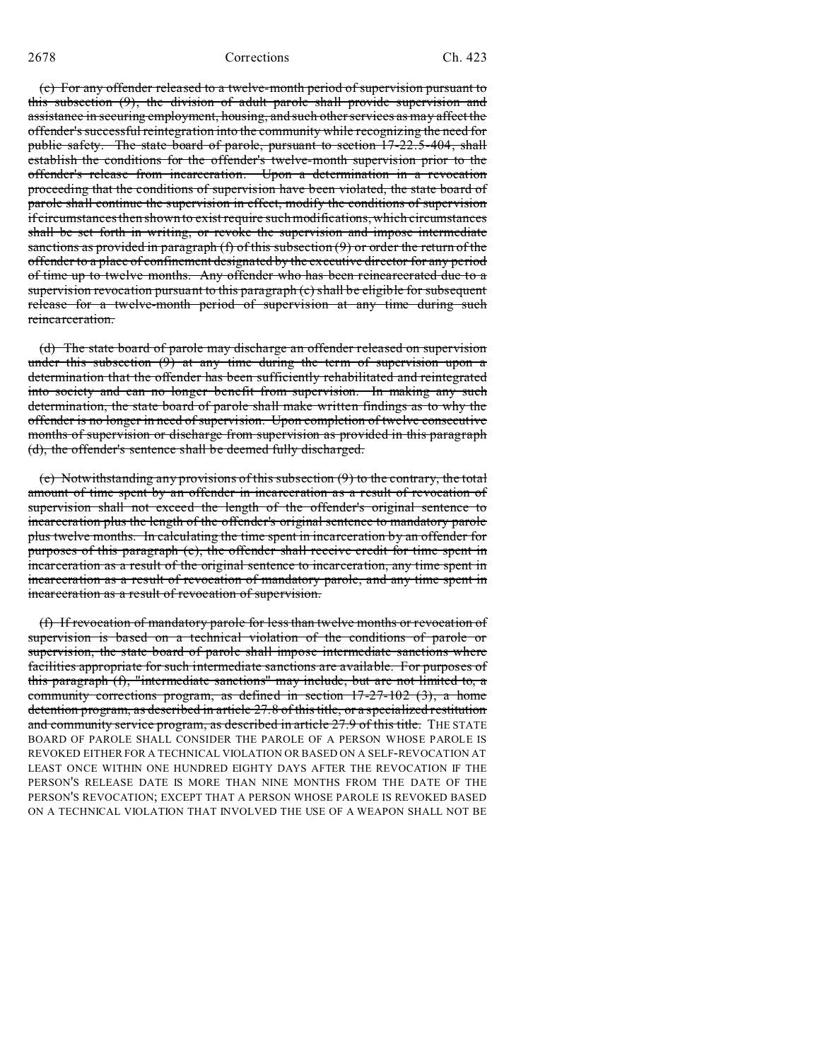(c) For any offender released to a twelve-month period of supervision pursuant to this subsection (9), the division of adult parole shall provide supervision and assistance in securing employment, housing, and such other services as may affect the offender's successful reintegration into the community while recognizing the need for public safety. The state board of parole, pursuant to section 17-22.5-404, shall establish the conditions for the offender's twelve-month supervision prior to the offender's release from incarceration. Upon a determination in a revocation proceeding that the conditions of supervision have been violated, the state board of parole shall continue the supervision in effect, modify the conditions of supervision if circumstances then shown to exist require such modifications, which circumstances shall be set forth in writing, or revoke the supervision and impose intermediate sanctions as provided in paragraph (f) of this subsection (9) or order the return of the offender to a place of confinement designated by the executive director for any period of time up to twelve months. Any offender who has been reincarcerated due to a supervision revocation pursuant to this paragraph (c) shall be eligible for subsequent release for a twelve-month period of supervision at any time during such reincarceration.

(d) The state board of parole may discharge an offender released on supervision under this subsection (9) at any time during the term of supervision upon a determination that the offender has been sufficiently rehabilitated and reintegrated into society and can no longer benefit from supervision. In making any such determination, the state board of parole shall make written findings as to why the offender is no longer in need of supervision. Upon completion of twelve consecutive months of supervision or discharge from supervision as provided in this paragraph (d), the offender's sentence shall be deemed fully discharged.

(e) Notwithstanding any provisions of this subsection (9) to the contrary, the total amount of time spent by an offender in incarceration as a result of revocation of supervision shall not exceed the length of the offender's original sentence to incarceration plus the length of the offender's original sentence to mandatory parole plus twelve months. In calculating the time spent in incarceration by an offender for purposes of this paragraph (e), the offender shall receive credit for time spent in incarceration as a result of the original sentence to incarceration, any time spent in incarceration as a result of revocation of mandatory parole, and any time spent in incarceration as a result of revocation of supervision.

(f) If revocation of mandatory parole for less than twelve months or revocation of supervision is based on a technical violation of the conditions of parole or supervision, the state board of parole shall impose intermediate sanctions where facilities appropriate for such intermediate sanctions are available. For purposes of this paragraph (f), "intermediate sanctions" may include, but are not limited to, a community corrections program, as defined in section 17-27-102 (3), a home detention program, as described in article 27.8 of this title, or a specialized restitution and community service program, as described in article 27.9 of this title. THE STATE BOARD OF PAROLE SHALL CONSIDER THE PAROLE OF A PERSON WHOSE PAROLE IS REVOKED EITHER FOR A TECHNICAL VIOLATION OR BASED ON A SELF-REVOCATION AT LEAST ONCE WITHIN ONE HUNDRED EIGHTY DAYS AFTER THE REVOCATION IF THE PERSON'S RELEASE DATE IS MORE THAN NINE MONTHS FROM THE DATE OF THE PERSON'S REVOCATION; EXCEPT THAT A PERSON WHOSE PAROLE IS REVOKED BASED ON A TECHNICAL VIOLATION THAT INVOLVED THE USE OF A WEAPON SHALL NOT BE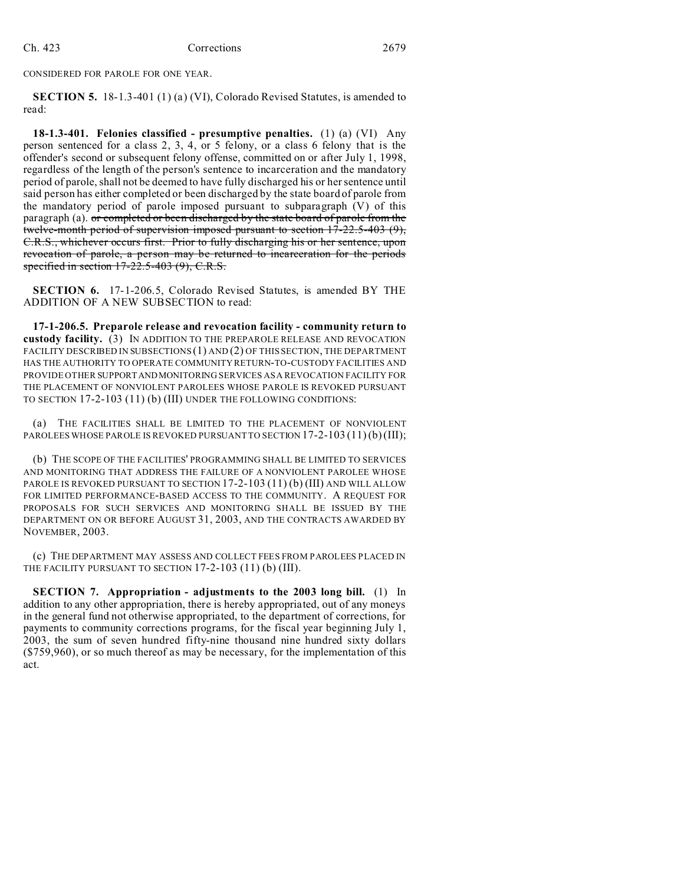CONSIDERED FOR PAROLE FOR ONE YEAR.

**SECTION 5.** 18-1.3-401 (1) (a) (VI), Colorado Revised Statutes, is amended to read:

**18-1.3-401. Felonies classified - presumptive penalties.** (1) (a) (VI) Any person sentenced for a class 2, 3, 4, or 5 felony, or a class 6 felony that is the offender's second or subsequent felony offense, committed on or after July 1, 1998, regardless of the length of the person's sentence to incarceration and the mandatory period of parole, shall not be deemed to have fully discharged his or her sentence until said person has either completed or been discharged by the state board of parole from the mandatory period of parole imposed pursuant to subparagraph (V) of this paragraph (a). ~~or completed or been discharged by the state board of parole from the twelve-month period of supervision imposed pursuant to section 17-22.5-403 (9), C.R.S., whichever occurs first. Prior to fully discharging his or her sentence, upon revocation of parole, a person may be returned to incarceration for the periods specified in section 17-22.5-403 (9), C.R.S.~~

**SECTION 6.** 17-1-206.5, Colorado Revised Statutes, is amended BY THE ADDITION OF A NEW SUBSECTION to read:

**17-1-206.5. Preparole release and revocation facility - community return to custody facility.** (3) IN ADDITION TO THE PREPAROLE RELEASE AND REVOCATION FACILITY DESCRIBED IN SUBSECTIONS (1) AND (2) OF THIS SECTION, THE DEPARTMENT HAS THE AUTHORITY TO OPERATE COMMUNITY RETURN-TO-CUSTODY FACILITIES AND PROVIDE OTHER SUPPORT AND MONITORING SERVICES AS A REVOCATION FACILITY FOR THE PLACEMENT OF NONVIOLENT PAROLEES WHOSE PAROLE IS REVOKED PURSUANT TO SECTION 17-2-103 (11) (b) (III) UNDER THE FOLLOWING CONDITIONS:

(a) THE FACILITIES SHALL BE LIMITED TO THE PLACEMENT OF NONVIOLENT PAROLEES WHOSE PAROLE IS REVOKED PURSUANT TO SECTION 17-2-103 (11) (b) (III);

(b) THE SCOPE OF THE FACILITIES' PROGRAMMING SHALL BE LIMITED TO SERVICES AND MONITORING THAT ADDRESS THE FAILURE OF A NONVIOLENT PAROLEE WHOSE PAROLE IS REVOKED PURSUANT TO SECTION 17-2-103 (11) (b) (III) AND WILL ALLOW FOR LIMITED PERFORMANCE-BASED ACCESS TO THE COMMUNITY. A REQUEST FOR PROPOSALS FOR SUCH SERVICES AND MONITORING SHALL BE ISSUED BY THE DEPARTMENT ON OR BEFORE AUGUST 31, 2003, AND THE CONTRACTS AWARDED BY NOVEMBER, 2003.

(c) THE DEPARTMENT MAY ASSESS AND COLLECT FEES FROM PAROLEES PLACED IN THE FACILITY PURSUANT TO SECTION 17-2-103 (11) (b) (III).

**SECTION 7. Appropriation - adjustments to the 2003 long bill.** (1) In addition to any other appropriation, there is hereby appropriated, out of any moneys in the general fund not otherwise appropriated, to the department of corrections, for payments to community corrections programs, for the fiscal year beginning July 1, 2003, the sum of seven hundred fifty-nine thousand nine hundred sixty dollars ($759,960), or so much thereof as may be necessary, for the implementation of this act.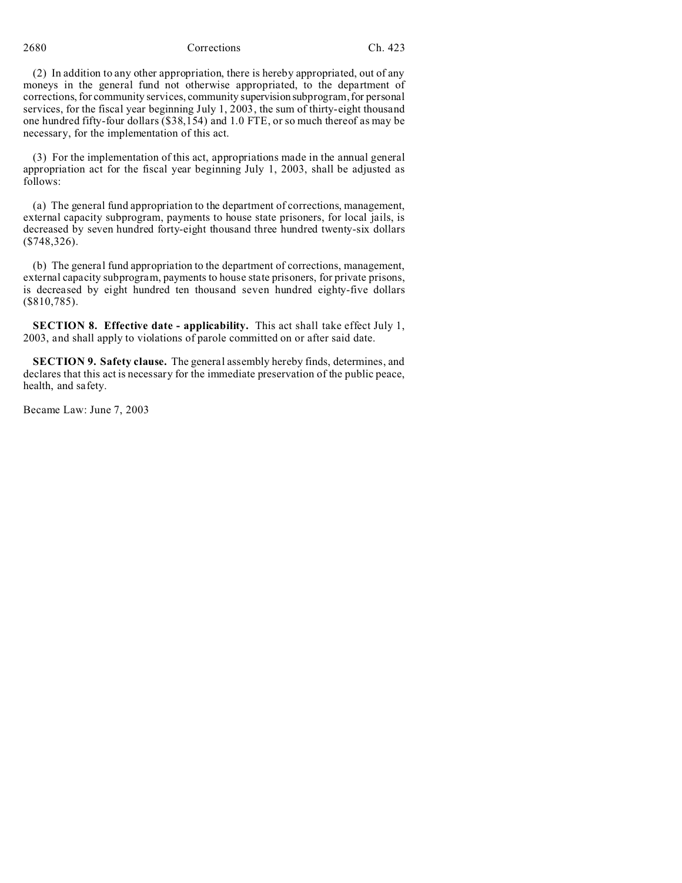(2) In addition to any other appropriation, there is hereby appropriated, out of any moneys in the general fund not otherwise appropriated, to the department of corrections, for community services, community supervision subprogram, for personal services, for the fiscal year beginning July 1, 2003, the sum of thirty-eight thousand one hundred fifty-four dollars ($38,154) and 1.0 FTE, or so much thereof as may be necessary, for the implementation of this act.

(3) For the implementation of this act, appropriations made in the annual general appropriation act for the fiscal year beginning July 1, 2003, shall be adjusted as follows:

(a) The general fund appropriation to the department of corrections, management, external capacity subprogram, payments to house state prisoners, for local jails, is decreased by seven hundred forty-eight thousand three hundred twenty-six dollars ($748,326).

(b) The general fund appropriation to the department of corrections, management, external capacity subprogram, payments to house state prisoners, for private prisons, is decreased by eight hundred ten thousand seven hundred eighty-five dollars ($810,785).

**SECTION 8. Effective date - applicability.** This act shall take effect July 1, 2003, and shall apply to violations of parole committed on or after said date.

**SECTION 9. Safety clause.** The general assembly hereby finds, determines, and declares that this act is necessary for the immediate preservation of the public peace, health, and safety.

Became Law: June 7, 2003